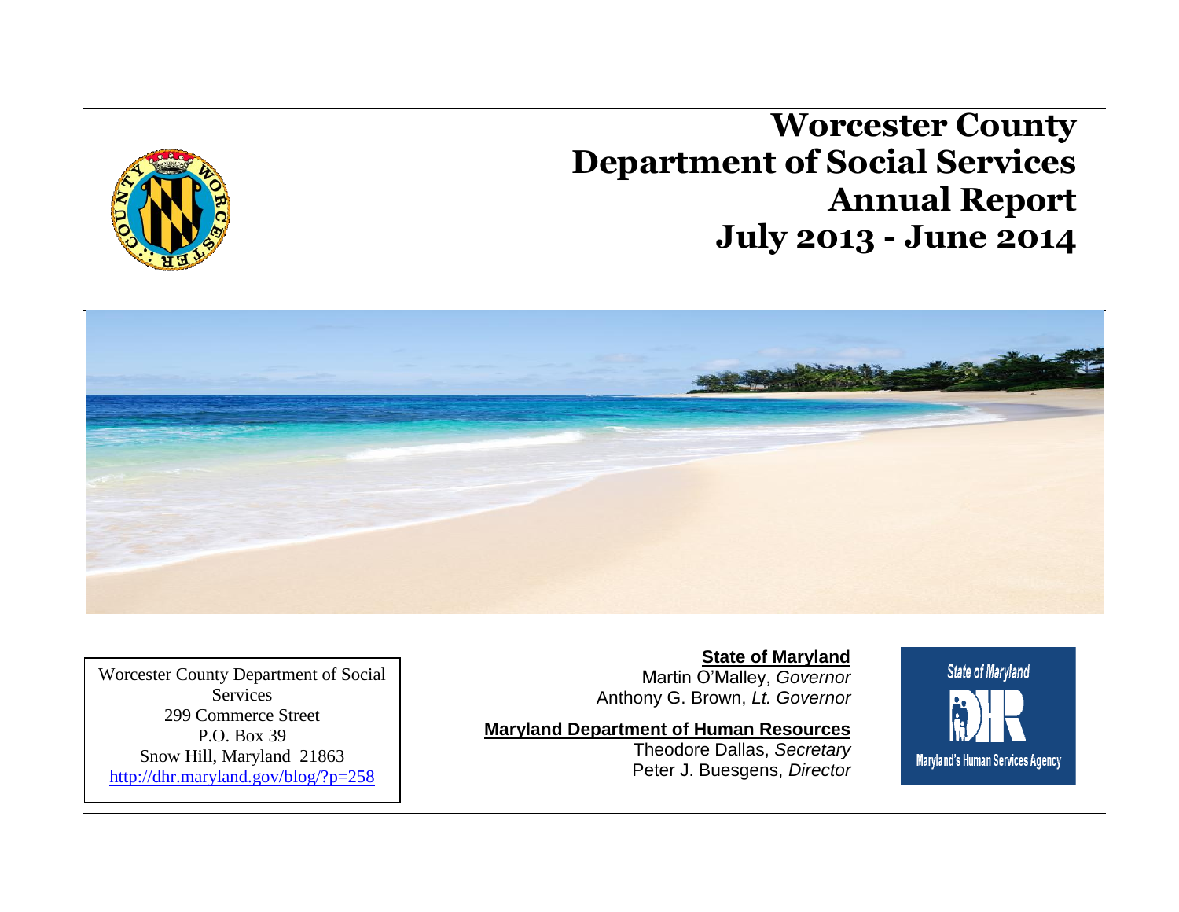# Worcester County
# Department of Social Services
# Annual Report
# July 2013 - June 2014

Worcester County Department of Social Services
299 Commerce Street
P.O. Box 39
Snow Hill, Maryland 21863
http://dhr.maryland.gov/blog/?p=258

**State of Maryland**
Martin O'Malley, *Governor*
Anthony G. Brown, *Lt. Governor*

**Maryland Department of Human Resources**
Theodore Dallas, *Secretary*
Peter J. Buesgens, *Director*

State of Maryland
DHR
Maryland's Human Services Agency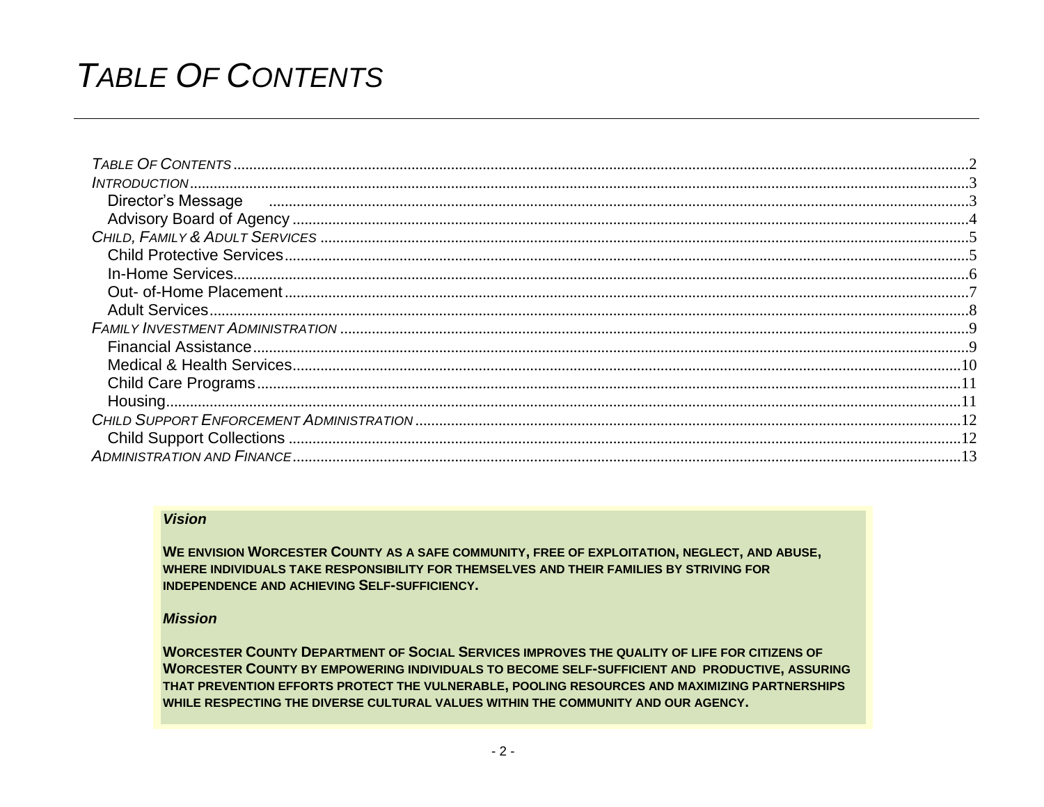# *Table Of Contents*

*Table Of Contents* .......... 2
*Introduction* .......... 3
  Director's Message .......... 3
  Advisory Board of Agency .......... 4
*Child, Family & Adult Services* .......... 5
  Child Protective Services .......... 5
  In-Home Services .......... 6
  Out- of-Home Placement .......... 7
  Adult Services .......... 8
*Family Investment Administration* .......... 9
  Financial Assistance .......... 9
  Medical & Health Services .......... 10
  Child Care Programs .......... 11
  Housing .......... 11
*Child Support Enforcement Administration* .......... 12
  Child Support Collections .......... 12
*Administration and Finance* .......... 13

***Vision***

**WE ENVISION WORCESTER COUNTY AS A SAFE COMMUNITY, FREE OF EXPLOITATION, NEGLECT, AND ABUSE, WHERE INDIVIDUALS TAKE RESPONSIBILITY FOR THEMSELVES AND THEIR FAMILIES BY STRIVING FOR INDEPENDENCE AND ACHIEVING SELF-SUFFICIENCY.**

***Mission***

**WORCESTER COUNTY DEPARTMENT OF SOCIAL SERVICES IMPROVES THE QUALITY OF LIFE FOR CITIZENS OF WORCESTER COUNTY BY EMPOWERING INDIVIDUALS TO BECOME SELF-SUFFICIENT AND PRODUCTIVE, ASSURING THAT PREVENTION EFFORTS PROTECT THE VULNERABLE, POOLING RESOURCES AND MAXIMIZING PARTNERSHIPS WHILE RESPECTING THE DIVERSE CULTURAL VALUES WITHIN THE COMMUNITY AND OUR AGENCY.**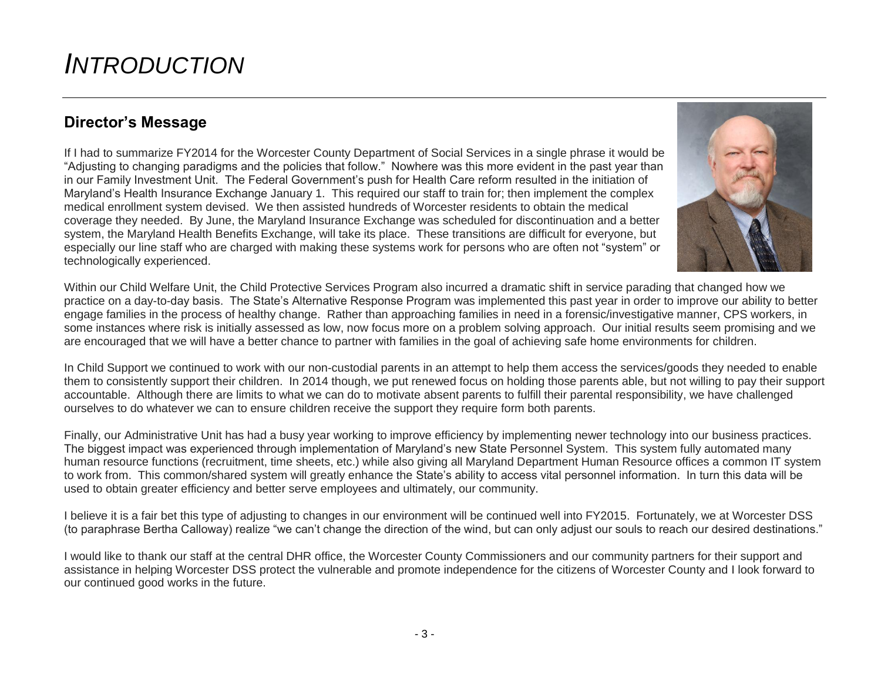# *INTRODUCTION*

## Director's Message

If I had to summarize FY2014 for the Worcester County Department of Social Services in a single phrase it would be "Adjusting to changing paradigms and the policies that follow." Nowhere was this more evident in the past year than in our Family Investment Unit. The Federal Government's push for Health Care reform resulted in the initiation of Maryland's Health Insurance Exchange January 1. This required our staff to train for; then implement the complex medical enrollment system devised. We then assisted hundreds of Worcester residents to obtain the medical coverage they needed. By June, the Maryland Insurance Exchange was scheduled for discontinuation and a better system, the Maryland Health Benefits Exchange, will take its place. These transitions are difficult for everyone, but especially our line staff who are charged with making these systems work for persons who are often not "system" or technologically experienced.

Within our Child Welfare Unit, the Child Protective Services Program also incurred a dramatic shift in service parading that changed how we practice on a day-to-day basis. The State's Alternative Response Program was implemented this past year in order to improve our ability to better engage families in the process of healthy change. Rather than approaching families in need in a forensic/investigative manner, CPS workers, in some instances where risk is initially assessed as low, now focus more on a problem solving approach. Our initial results seem promising and we are encouraged that we will have a better chance to partner with families in the goal of achieving safe home environments for children.

In Child Support we continued to work with our non-custodial parents in an attempt to help them access the services/goods they needed to enable them to consistently support their children. In 2014 though, we put renewed focus on holding those parents able, but not willing to pay their support accountable. Although there are limits to what we can do to motivate absent parents to fulfill their parental responsibility, we have challenged ourselves to do whatever we can to ensure children receive the support they require form both parents.

Finally, our Administrative Unit has had a busy year working to improve efficiency by implementing newer technology into our business practices. The biggest impact was experienced through implementation of Maryland's new State Personnel System. This system fully automated many human resource functions (recruitment, time sheets, etc.) while also giving all Maryland Department Human Resource offices a common IT system to work from. This common/shared system will greatly enhance the State's ability to access vital personnel information. In turn this data will be used to obtain greater efficiency and better serve employees and ultimately, our community.

I believe it is a fair bet this type of adjusting to changes in our environment will be continued well into FY2015. Fortunately, we at Worcester DSS (to paraphrase Bertha Calloway) realize "we can't change the direction of the wind, but can only adjust our souls to reach our desired destinations."

I would like to thank our staff at the central DHR office, the Worcester County Commissioners and our community partners for their support and assistance in helping Worcester DSS protect the vulnerable and promote independence for the citizens of Worcester County and I look forward to our continued good works in the future.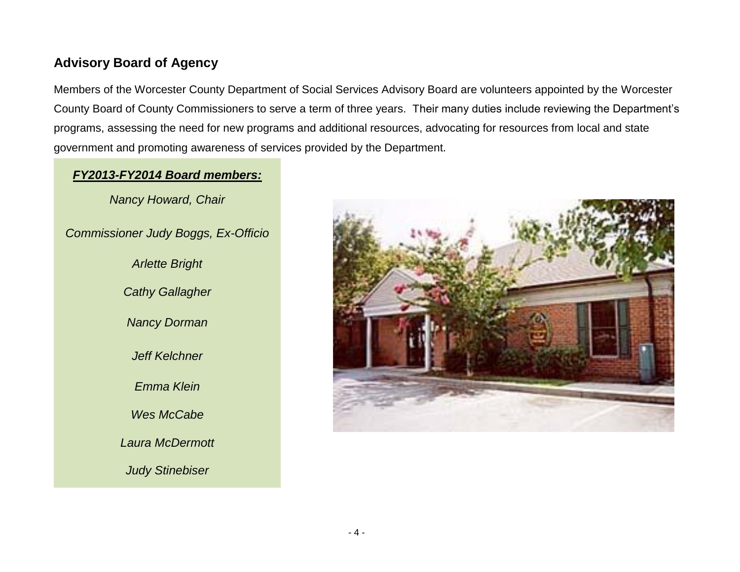## Advisory Board of Agency

Members of the Worcester County Department of Social Services Advisory Board are volunteers appointed by the Worcester County Board of County Commissioners to serve a term of three years.  Their many duties include reviewing the Department's programs, assessing the need for new programs and additional resources, advocating for resources from local and state government and promoting awareness of services provided by the Department.

***FY2013-FY2014 Board members:***

*Nancy Howard, Chair*

*Commissioner Judy Boggs, Ex-Officio*

*Arlette Bright*

*Cathy Gallagher*

*Nancy Dorman*

*Jeff Kelchner*

*Emma Klein*

*Wes McCabe*

*Laura McDermott*

*Judy Stinebiser*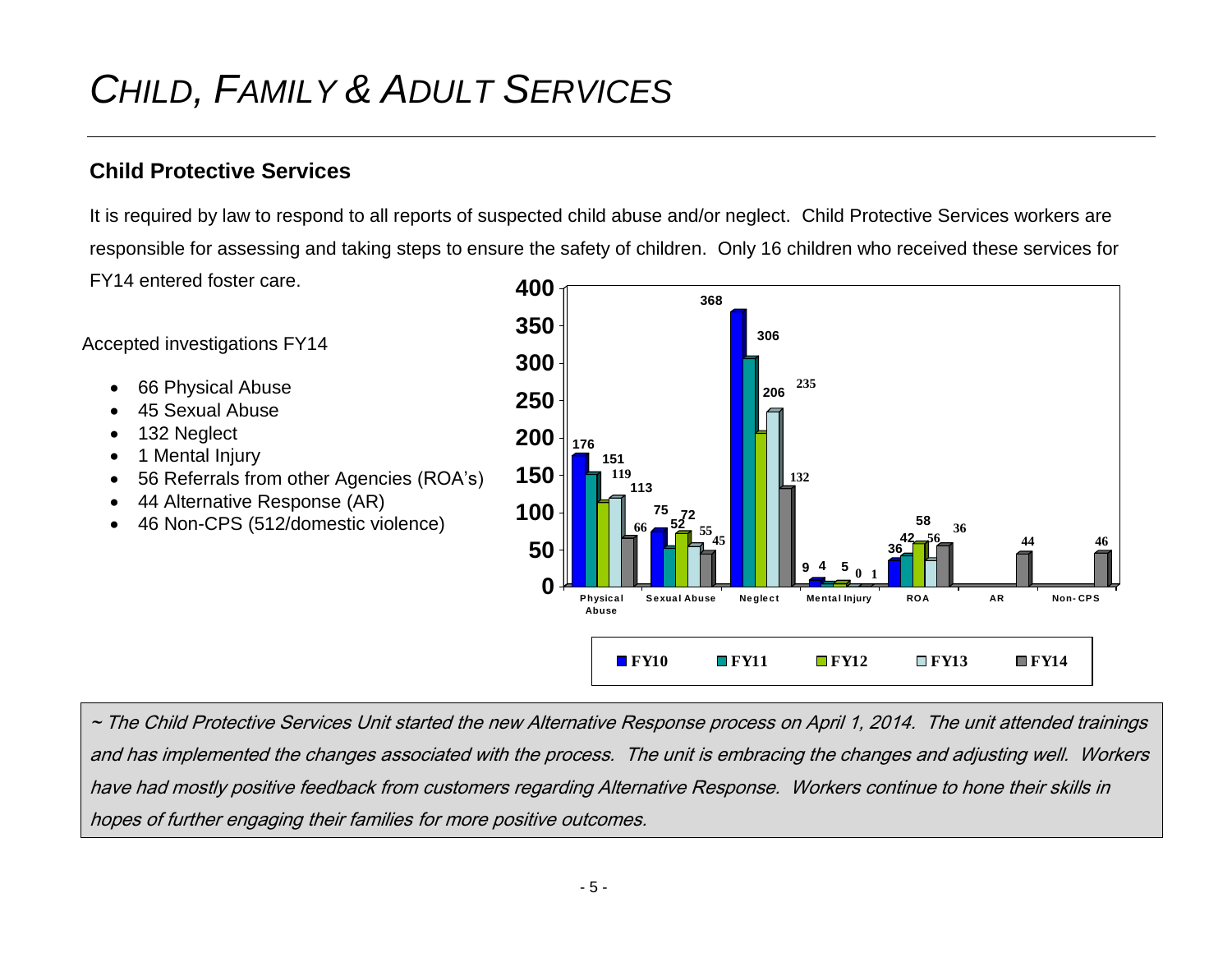# *CHILD, FAMILY & ADULT SERVICES*

## Child Protective Services

It is required by law to respond to all reports of suspected child abuse and/or neglect. Child Protective Services workers are responsible for assessing and taking steps to ensure the safety of children. Only 16 children who received these services for FY14 entered foster care.

Accepted investigations FY14

- 66 Physical Abuse
- 45 Sexual Abuse
- 132 Neglect
- 1 Mental Injury
- 56 Referrals from other Agencies (ROA's)
- 44 Alternative Response (AR)
- 46 Non-CPS (512/domestic violence)

| | FY10 | FY11 | FY12 | FY13 | FY14 |
|---|---|---|---|---|---|
| Physical Abuse | 176 | 151 | 113 | 119 | 66 |
| Sexual Abuse | 75 | 52 | 72 | 55 | 45 |
| Neglect | 368 | 306 | 206 | 235 | 132 |
| Mental Injury | 9 | 4 | 5 | 0 | 1 |
| ROA | 36 | 42 | 58 | 36 | 56 |
| AR | | | | | 44 |
| Non-CPS | | | | | 46 |

*~ The Child Protective Services Unit started the new Alternative Response process on April 1, 2014. The unit attended trainings and has implemented the changes associated with the process. The unit is embracing the changes and adjusting well. Workers have had mostly positive feedback from customers regarding Alternative Response. Workers continue to hone their skills in hopes of further engaging their families for more positive outcomes.*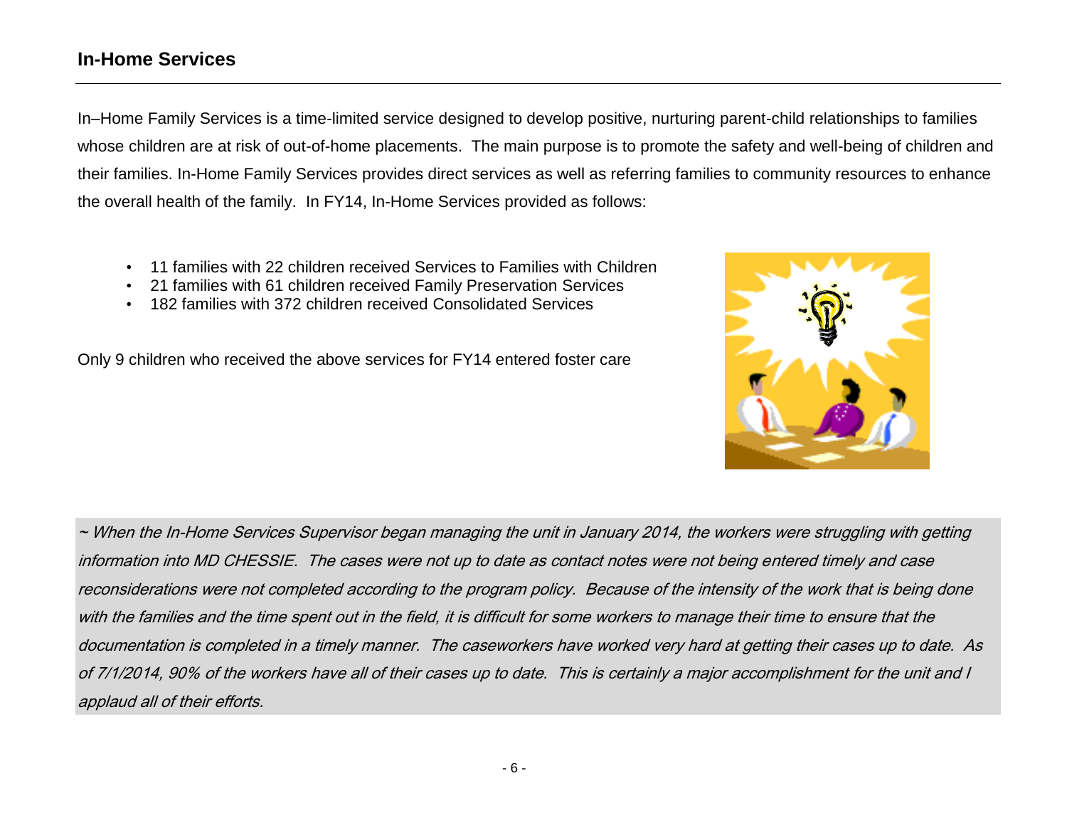## In-Home Services

In–Home Family Services is a time-limited service designed to develop positive, nurturing parent-child relationships to families whose children are at risk of out-of-home placements. The main purpose is to promote the safety and well-being of children and their families. In-Home Family Services provides direct services as well as referring families to community resources to enhance the overall health of the family. In FY14, In-Home Services provided as follows:

- 11 families with 22 children received Services to Families with Children
- 21 families with 61 children received Family Preservation Services
- 182 families with 372 children received Consolidated Services

Only 9 children who received the above services for FY14 entered foster care

*~ When the In-Home Services Supervisor began managing the unit in January 2014, the workers were struggling with getting information into MD CHESSIE. The cases were not up to date as contact notes were not being entered timely and case reconsiderations were not completed according to the program policy. Because of the intensity of the work that is being done with the families and the time spent out in the field, it is difficult for some workers to manage their time to ensure that the documentation is completed in a timely manner. The caseworkers have worked very hard at getting their cases up to date. As of 7/1/2014, 90% of the workers have all of their cases up to date. This is certainly a major accomplishment for the unit and I applaud all of their efforts.*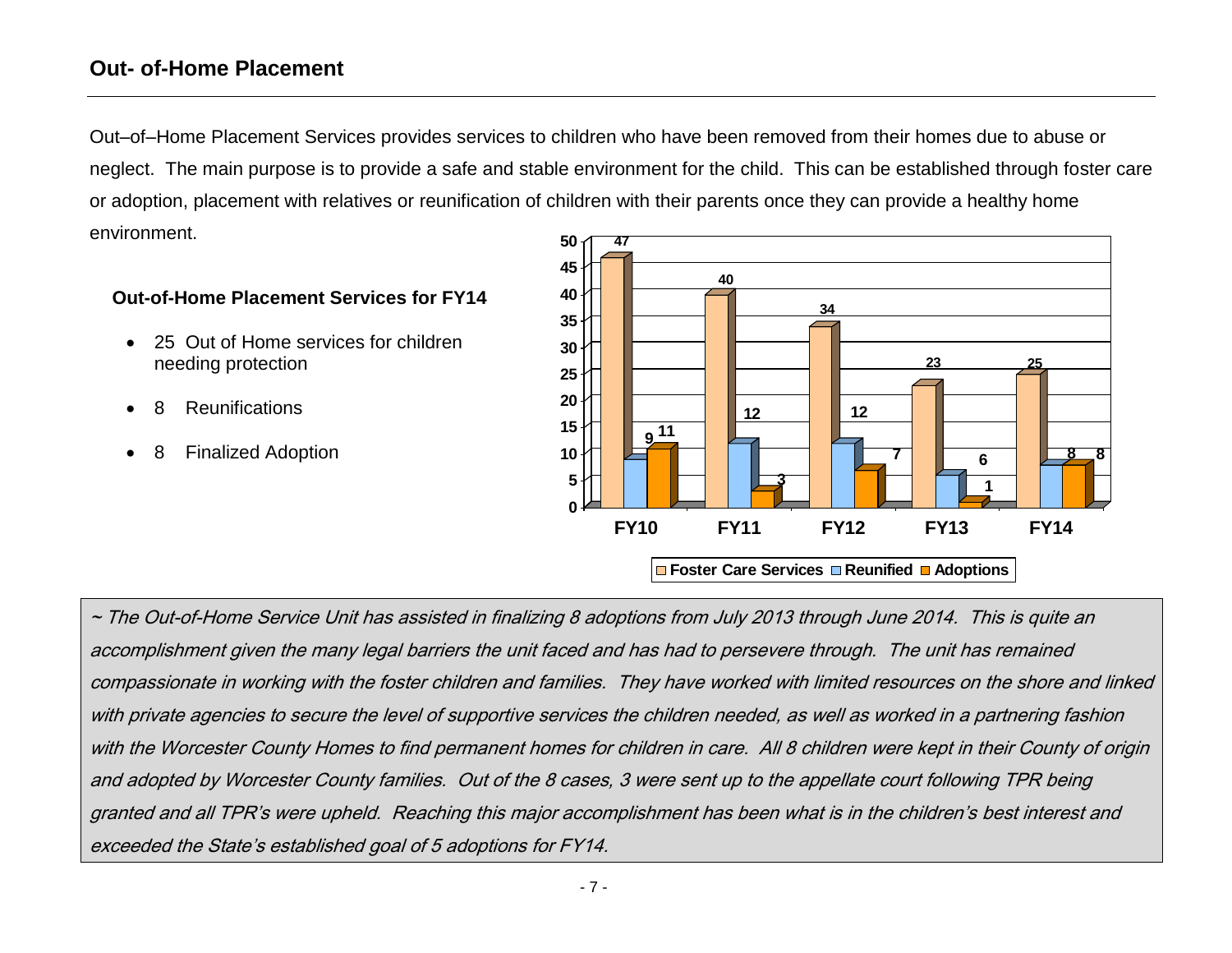## Out- of-Home Placement

Out–of–Home Placement Services provides services to children who have been removed from their homes due to abuse or neglect. The main purpose is to provide a safe and stable environment for the child. This can be established through foster care or adoption, placement with relatives or reunification of children with their parents once they can provide a healthy home environment.

### Out-of-Home Placement Services for FY14

- 25 Out of Home services for children needing protection
- 8 Reunifications
- 8 Finalized Adoption

| | FY10 | FY11 | FY12 | FY13 | FY14 |
|---|---|---|---|---|---|
| Foster Care Services | 47 | 40 | 34 | 23 | 25 |
| Reunified | 9 | 12 | 12 | 6 | 8 |
| Adoptions | 11 | 3 | 7 | 1 | 8 |

*~ The Out-of-Home Service Unit has assisted in finalizing 8 adoptions from July 2013 through June 2014. This is quite an accomplishment given the many legal barriers the unit faced and has had to persevere through. The unit has remained compassionate in working with the foster children and families. They have worked with limited resources on the shore and linked with private agencies to secure the level of supportive services the children needed, as well as worked in a partnering fashion with the Worcester County Homes to find permanent homes for children in care. All 8 children were kept in their County of origin and adopted by Worcester County families. Out of the 8 cases, 3 were sent up to the appellate court following TPR being granted and all TPR's were upheld. Reaching this major accomplishment has been what is in the children's best interest and exceeded the State's established goal of 5 adoptions for FY14.*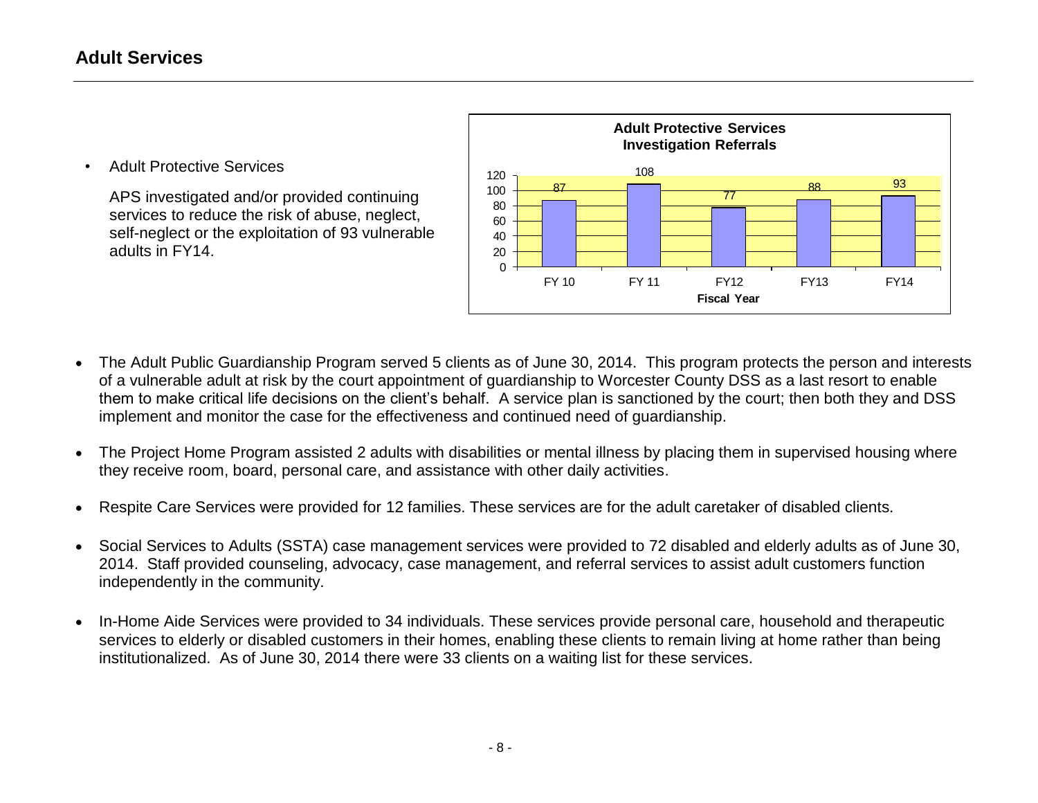## Adult Services

- Adult Protective Services

  APS investigated and/or provided continuing services to reduce the risk of abuse, neglect, self-neglect or the exploitation of 93 vulnerable adults in FY14.

**Adult Protective Services Investigation Referrals**

| Fiscal Year | FY 10 | FY 11 | FY12 | FY13 | FY14 |
|---|---|---|---|---|---|
| Referrals | 87 | 108 | 77 | 88 | 93 |

- The Adult Public Guardianship Program served 5 clients as of June 30, 2014. This program protects the person and interests of a vulnerable adult at risk by the court appointment of guardianship to Worcester County DSS as a last resort to enable them to make critical life decisions on the client's behalf. A service plan is sanctioned by the court; then both they and DSS implement and monitor the case for the effectiveness and continued need of guardianship.

- The Project Home Program assisted 2 adults with disabilities or mental illness by placing them in supervised housing where they receive room, board, personal care, and assistance with other daily activities.

- Respite Care Services were provided for 12 families. These services are for the adult caretaker of disabled clients.

- Social Services to Adults (SSTA) case management services were provided to 72 disabled and elderly adults as of June 30, 2014. Staff provided counseling, advocacy, case management, and referral services to assist adult customers function independently in the community.

- In-Home Aide Services were provided to 34 individuals. These services provide personal care, household and therapeutic services to elderly or disabled customers in their homes, enabling these clients to remain living at home rather than being institutionalized. As of June 30, 2014 there were 33 clients on a waiting list for these services.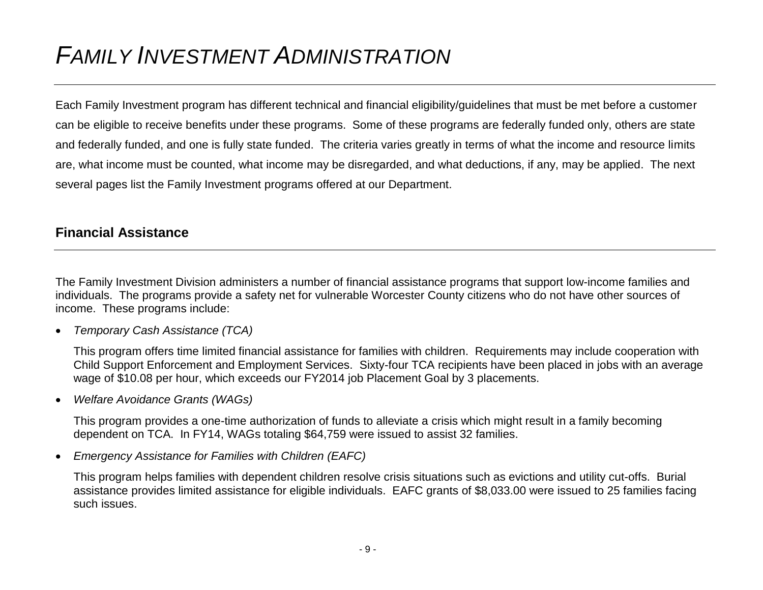# *FAMILY INVESTMENT ADMINISTRATION*

Each Family Investment program has different technical and financial eligibility/guidelines that must be met before a customer can be eligible to receive benefits under these programs. Some of these programs are federally funded only, others are state and federally funded, and one is fully state funded. The criteria varies greatly in terms of what the income and resource limits are, what income must be counted, what income may be disregarded, and what deductions, if any, may be applied. The next several pages list the Family Investment programs offered at our Department.

## Financial Assistance

The Family Investment Division administers a number of financial assistance programs that support low-income families and individuals. The programs provide a safety net for vulnerable Worcester County citizens who do not have other sources of income. These programs include:

- *Temporary Cash Assistance (TCA)*

  This program offers time limited financial assistance for families with children. Requirements may include cooperation with Child Support Enforcement and Employment Services. Sixty-four TCA recipients have been placed in jobs with an average wage of $10.08 per hour, which exceeds our FY2014 job Placement Goal by 3 placements.

- *Welfare Avoidance Grants (WAGs)*

  This program provides a one-time authorization of funds to alleviate a crisis which might result in a family becoming dependent on TCA. In FY14, WAGs totaling $64,759 were issued to assist 32 families.

- *Emergency Assistance for Families with Children (EAFC)*

  This program helps families with dependent children resolve crisis situations such as evictions and utility cut-offs. Burial assistance provides limited assistance for eligible individuals. EAFC grants of $8,033.00 were issued to 25 families facing such issues.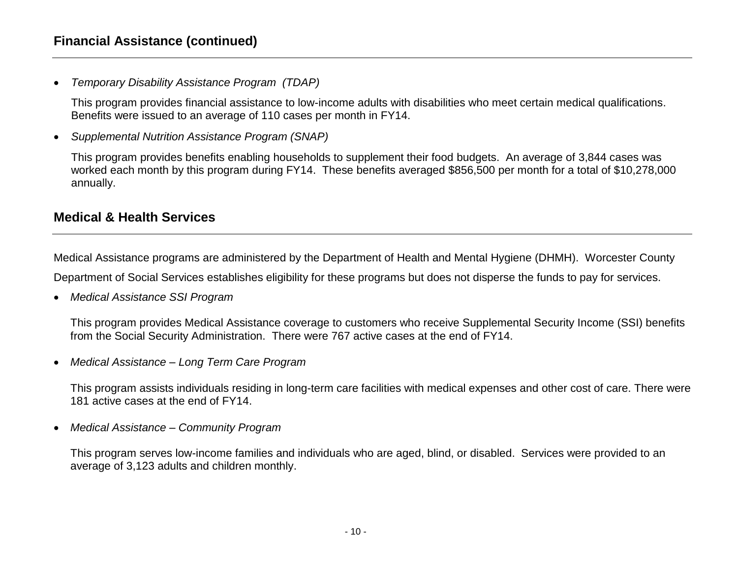## Financial Assistance (continued)

- *Temporary Disability Assistance Program (TDAP)*

  This program provides financial assistance to low-income adults with disabilities who meet certain medical qualifications. Benefits were issued to an average of 110 cases per month in FY14.

- *Supplemental Nutrition Assistance Program (SNAP)*

  This program provides benefits enabling households to supplement their food budgets. An average of 3,844 cases was worked each month by this program during FY14. These benefits averaged $856,500 per month for a total of $10,278,000 annually.

## Medical & Health Services

Medical Assistance programs are administered by the Department of Health and Mental Hygiene (DHMH). Worcester County Department of Social Services establishes eligibility for these programs but does not disperse the funds to pay for services.

- *Medical Assistance SSI Program*

  This program provides Medical Assistance coverage to customers who receive Supplemental Security Income (SSI) benefits from the Social Security Administration. There were 767 active cases at the end of FY14.

- *Medical Assistance – Long Term Care Program*

  This program assists individuals residing in long-term care facilities with medical expenses and other cost of care. There were 181 active cases at the end of FY14.

- *Medical Assistance – Community Program*

  This program serves low-income families and individuals who are aged, blind, or disabled. Services were provided to an average of 3,123 adults and children monthly.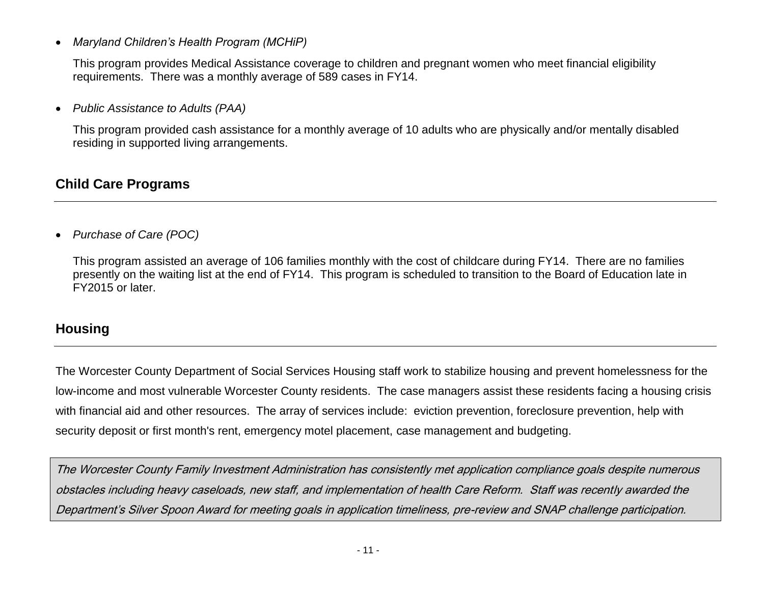- *Maryland Children's Health Program (MCHiP)*

  This program provides Medical Assistance coverage to children and pregnant women who meet financial eligibility requirements. There was a monthly average of 589 cases in FY14.

- *Public Assistance to Adults (PAA)*

  This program provided cash assistance for a monthly average of 10 adults who are physically and/or mentally disabled residing in supported living arrangements.

## Child Care Programs

- *Purchase of Care (POC)*

  This program assisted an average of 106 families monthly with the cost of childcare during FY14. There are no families presently on the waiting list at the end of FY14. This program is scheduled to transition to the Board of Education late in FY2015 or later.

## Housing

The Worcester County Department of Social Services Housing staff work to stabilize housing and prevent homelessness for the low-income and most vulnerable Worcester County residents. The case managers assist these residents facing a housing crisis with financial aid and other resources. The array of services include: eviction prevention, foreclosure prevention, help with security deposit or first month's rent, emergency motel placement, case management and budgeting.

*The Worcester County Family Investment Administration has consistently met application compliance goals despite numerous obstacles including heavy caseloads, new staff, and implementation of health Care Reform. Staff was recently awarded the Department's Silver Spoon Award for meeting goals in application timeliness, pre-review and SNAP challenge participation.*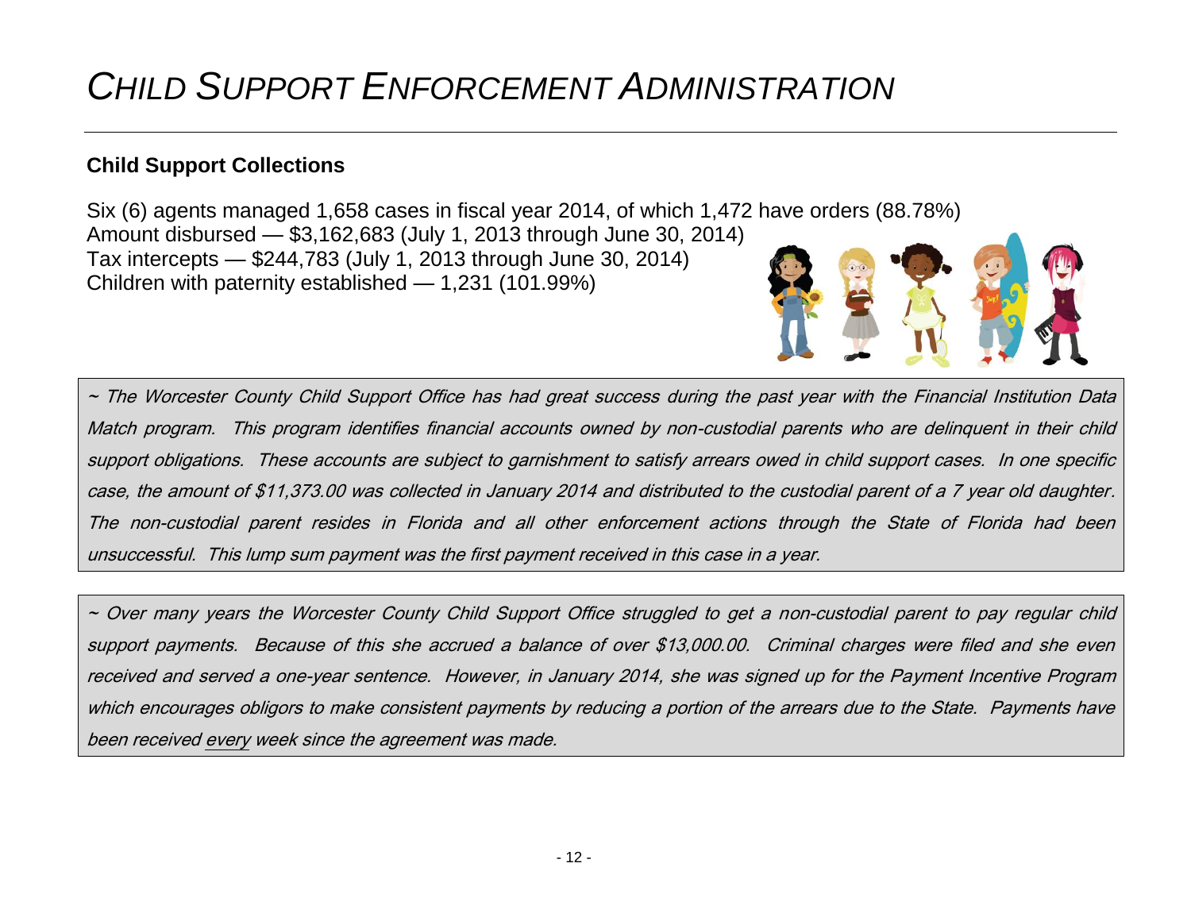# *Child Support Enforcement Administration*

## Child Support Collections

Six (6) agents managed 1,658 cases in fiscal year 2014, of which 1,472 have orders (88.78%)
Amount disbursed — $3,162,683 (July 1, 2013 through June 30, 2014)
Tax intercepts — $244,783 (July 1, 2013 through June 30, 2014)
Children with paternity established — 1,231 (101.99%)

*~ The Worcester County Child Support Office has had great success during the past year with the Financial Institution Data Match program. This program identifies financial accounts owned by non-custodial parents who are delinquent in their child support obligations. These accounts are subject to garnishment to satisfy arrears owed in child support cases. In one specific case, the amount of $11,373.00 was collected in January 2014 and distributed to the custodial parent of a 7 year old daughter. The non-custodial parent resides in Florida and all other enforcement actions through the State of Florida had been unsuccessful. This lump sum payment was the first payment received in this case in a year.*

*~ Over many years the Worcester County Child Support Office struggled to get a non-custodial parent to pay regular child support payments. Because of this she accrued a balance of over $13,000.00. Criminal charges were filed and she even received and served a one-year sentence. However, in January 2014, she was signed up for the Payment Incentive Program which encourages obligors to make consistent payments by reducing a portion of the arrears due to the State. Payments have been received <u>every</u> week since the agreement was made.*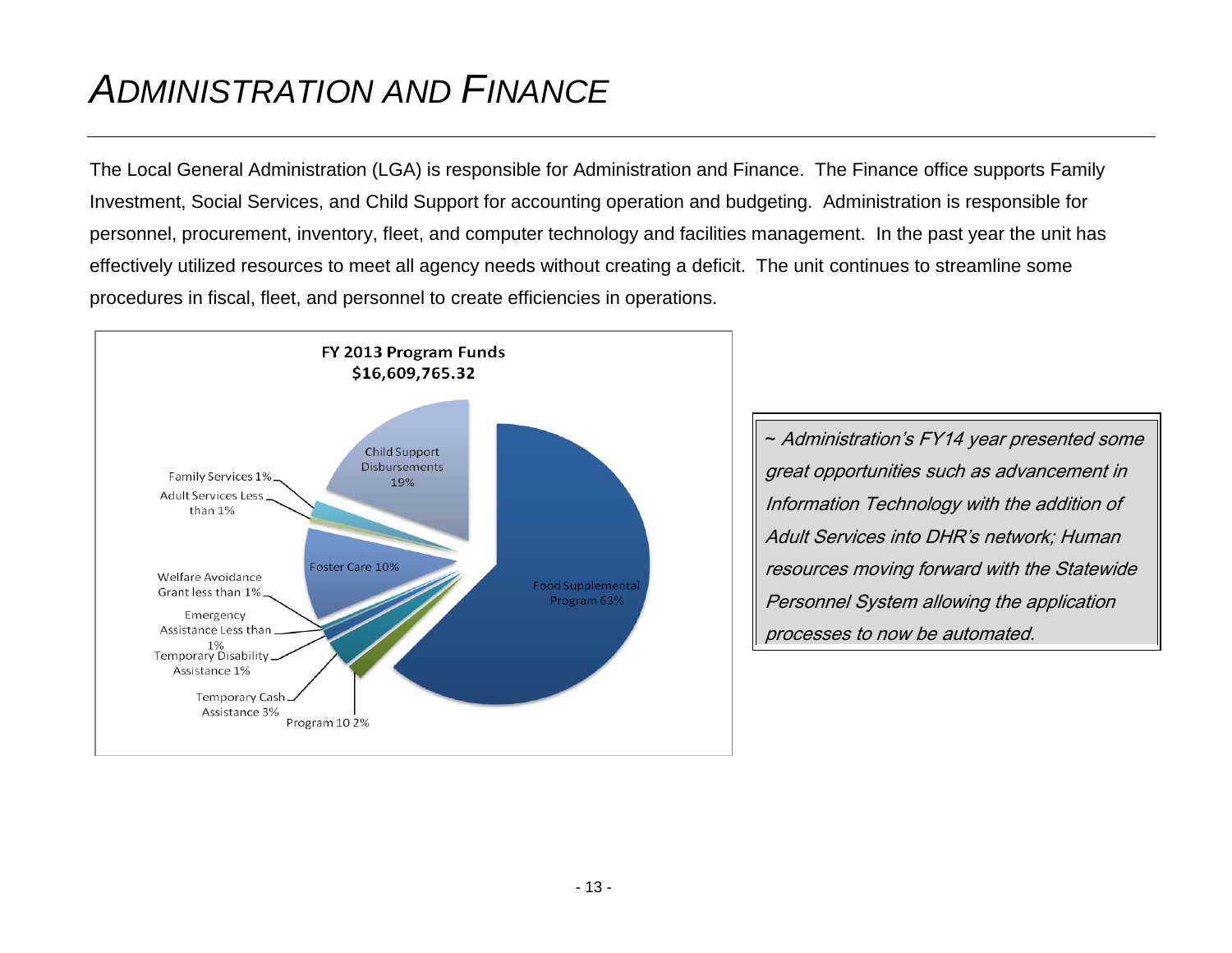# *ADMINISTRATION AND FINANCE*

The Local General Administration (LGA) is responsible for Administration and Finance. The Finance office supports Family Investment, Social Services, and Child Support for accounting operation and budgeting. Administration is responsible for personnel, procurement, inventory, fleet, and computer technology and facilities management. In the past year the unit has effectively utilized resources to meet all agency needs without creating a deficit. The unit continues to streamline some procedures in fiscal, fleet, and personnel to create efficiencies in operations.

**FY 2013 Program Funds**
**$16,609,765.32**

Child Support Disbursements 19%
Family Services 1%
Adult Services Less than 1%
Foster Care 10%
Welfare Avoidance Grant less than 1%
Emergency Assistance Less than 1%
Temporary Disability Assistance 1%
Temporary Cash Assistance 3%
Program 10 2%
Food Supplemental Program 63%

*~ Administration's FY14 year presented some great opportunities such as advancement in Information Technology with the addition of Adult Services into DHR's network; Human resources moving forward with the Statewide Personnel System allowing the application processes to now be automated.*